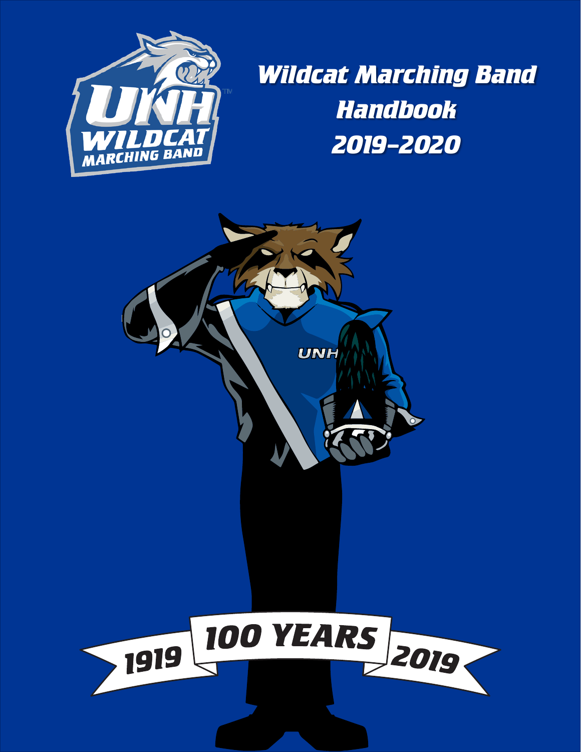# Wildcat Marching Band Handbook 2019-2020

1919 100 YEARS 2019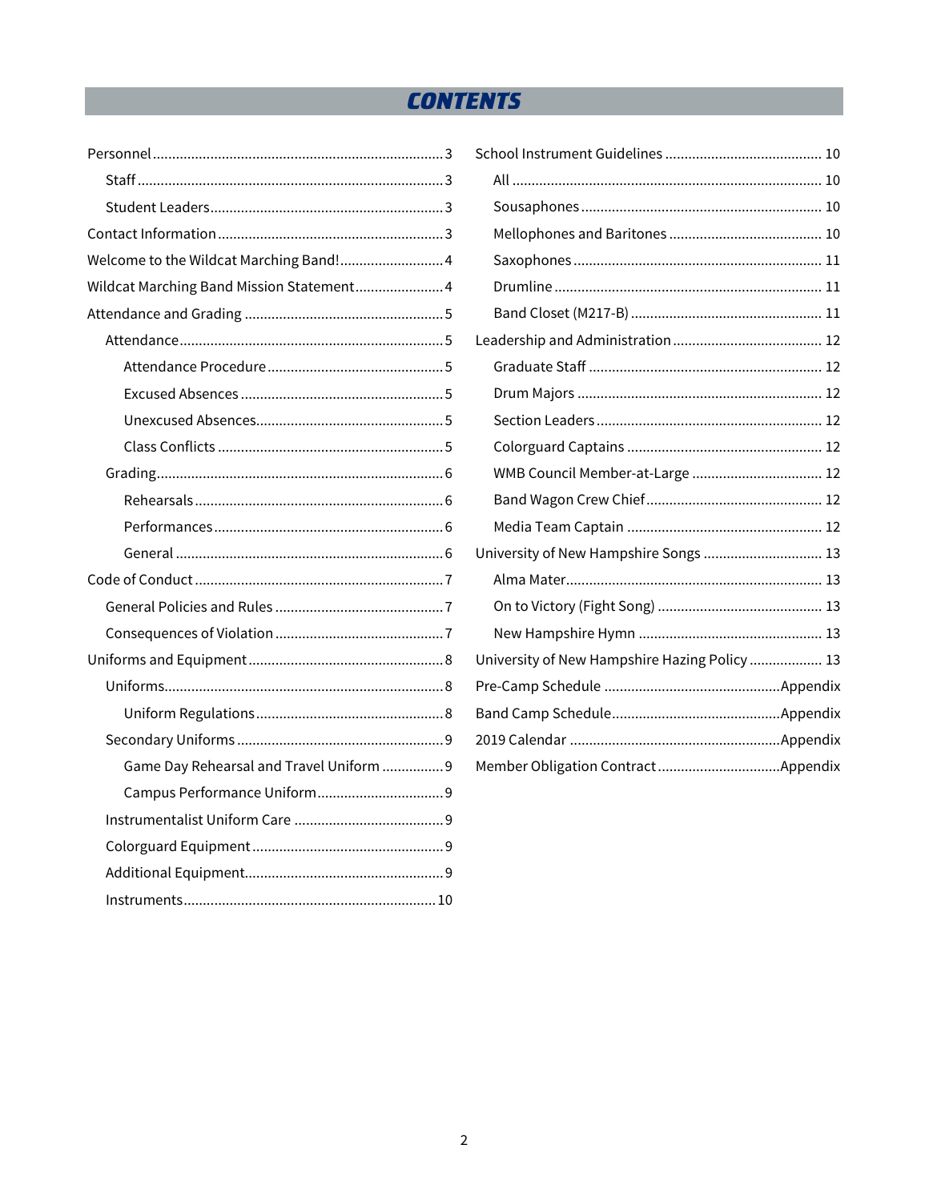# CONTENTS

- Personnel ... 3
  - Staff ... 3
  - Student Leaders ... 3
- Contact Information ... 3
- Welcome to the Wildcat Marching Band! ... 4
- Wildcat Marching Band Mission Statement ... 4
- Attendance and Grading ... 5
  - Attendance ... 5
    - Attendance Procedure ... 5
    - Excused Absences ... 5
    - Unexcused Absences ... 5
    - Class Conflicts ... 5
  - Grading ... 6
    - Rehearsals ... 6
    - Performances ... 6
    - General ... 6
- Code of Conduct ... 7
  - General Policies and Rules ... 7
  - Consequences of Violation ... 7
- Uniforms and Equipment ... 8
  - Uniforms ... 8
    - Uniform Regulations ... 8
  - Secondary Uniforms ... 9
    - Game Day Rehearsal and Travel Uniform ... 9
    - Campus Performance Uniform ... 9
  - Instrumentalist Uniform Care ... 9
  - Colorguard Equipment ... 9
  - Additional Equipment ... 9
  - Instruments ... 10
- School Instrument Guidelines ... 10
  - All ... 10
  - Sousaphones ... 10
  - Mellophones and Baritones ... 10
  - Saxophones ... 11
  - Drumline ... 11
  - Band Closet (M217-B) ... 11
- Leadership and Administration ... 12
  - Graduate Staff ... 12
  - Drum Majors ... 12
  - Section Leaders ... 12
  - Colorguard Captains ... 12
  - WMB Council Member-at-Large ... 12
  - Band Wagon Crew Chief ... 12
  - Media Team Captain ... 12
- University of New Hampshire Songs ... 13
  - Alma Mater ... 13
  - On to Victory (Fight Song) ... 13
  - New Hampshire Hymn ... 13
- University of New Hampshire Hazing Policy ... 13
- Pre-Camp Schedule ... Appendix
- Band Camp Schedule ... Appendix
- 2019 Calendar ... Appendix
- Member Obligation Contract ... Appendix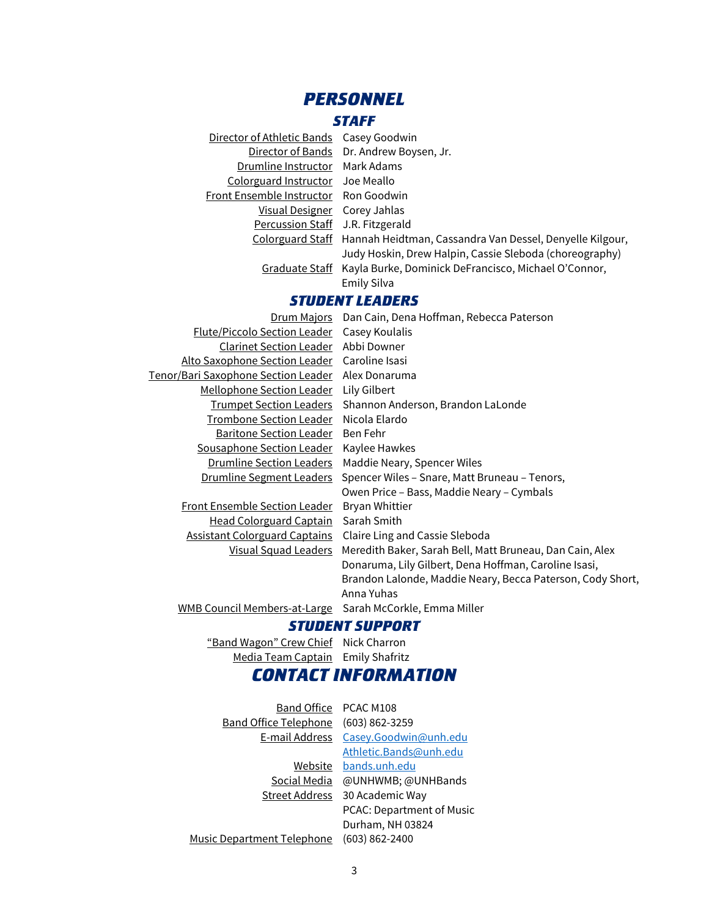# PERSONNEL

## STAFF

| | |
|---|---|
| Director of Athletic Bands | Casey Goodwin |
| Director of Bands | Dr. Andrew Boysen, Jr. |
| Drumline Instructor | Mark Adams |
| Colorguard Instructor | Joe Meallo |
| Front Ensemble Instructor | Ron Goodwin |
| Visual Designer | Corey Jahlas |
| Percussion Staff | J.R. Fitzgerald |
| Colorguard Staff | Hannah Heidtman, Cassandra Van Dessel, Denyelle Kilgour, Judy Hoskin, Drew Halpin, Cassie Sleboda (choreography) |
| Graduate Staff | Kayla Burke, Dominick DeFrancisco, Michael O'Connor, Emily Silva |

## STUDENT LEADERS

| | |
|---|---|
| Drum Majors | Dan Cain, Dena Hoffman, Rebecca Paterson |
| Flute/Piccolo Section Leader | Casey Koulalis |
| Clarinet Section Leader | Abbi Downer |
| Alto Saxophone Section Leader | Caroline Isasi |
| Tenor/Bari Saxophone Section Leader | Alex Donaruma |
| Mellophone Section Leader | Lily Gilbert |
| Trumpet Section Leaders | Shannon Anderson, Brandon LaLonde |
| Trombone Section Leader | Nicola Elardo |
| Baritone Section Leader | Ben Fehr |
| Sousaphone Section Leader | Kaylee Hawkes |
| Drumline Section Leaders | Maddie Neary, Spencer Wiles |
| Drumline Segment Leaders | Spencer Wiles – Snare, Matt Bruneau – Tenors, Owen Price – Bass, Maddie Neary – Cymbals |
| Front Ensemble Section Leader | Bryan Whittier |
| Head Colorguard Captain | Sarah Smith |
| Assistant Colorguard Captains | Claire Ling and Cassie Sleboda |
| Visual Squad Leaders | Meredith Baker, Sarah Bell, Matt Bruneau, Dan Cain, Alex Donaruma, Lily Gilbert, Dena Hoffman, Caroline Isasi, Brandon Lalonde, Maddie Neary, Becca Paterson, Cody Short, Anna Yuhas |
| WMB Council Members-at-Large | Sarah McCorkle, Emma Miller |

## STUDENT SUPPORT

| | |
|---|---|
| "Band Wagon" Crew Chief | Nick Charron |
| Media Team Captain | Emily Shafritz |

# CONTACT INFORMATION

| | |
|---|---|
| Band Office | PCAC M108 |
| Band Office Telephone | (603) 862-3259 |
| E-mail Address | Casey.Goodwin@unh.edu<br>Athletic.Bands@unh.edu |
| Website | bands.unh.edu |
| Social Media | @UNHWMB; @UNHBands |
| Street Address | 30 Academic Way<br>PCAC: Department of Music<br>Durham, NH 03824 |
| Music Department Telephone | (603) 862-2400 |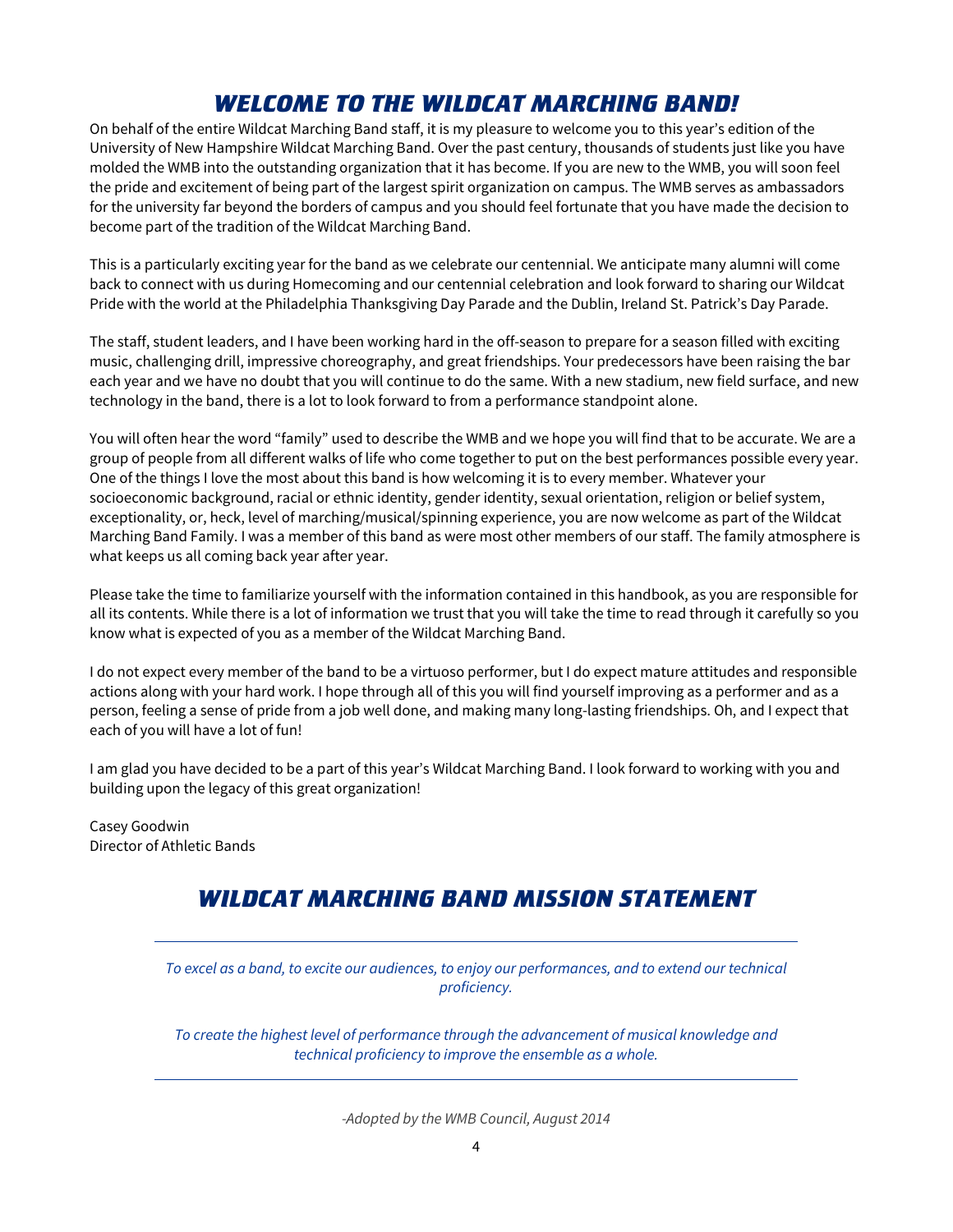# WELCOME TO THE WILDCAT MARCHING BAND!

On behalf of the entire Wildcat Marching Band staff, it is my pleasure to welcome you to this year's edition of the University of New Hampshire Wildcat Marching Band. Over the past century, thousands of students just like you have molded the WMB into the outstanding organization that it has become. If you are new to the WMB, you will soon feel the pride and excitement of being part of the largest spirit organization on campus. The WMB serves as ambassadors for the university far beyond the borders of campus and you should feel fortunate that you have made the decision to become part of the tradition of the Wildcat Marching Band.

This is a particularly exciting year for the band as we celebrate our centennial. We anticipate many alumni will come back to connect with us during Homecoming and our centennial celebration and look forward to sharing our Wildcat Pride with the world at the Philadelphia Thanksgiving Day Parade and the Dublin, Ireland St. Patrick's Day Parade.

The staff, student leaders, and I have been working hard in the off-season to prepare for a season filled with exciting music, challenging drill, impressive choreography, and great friendships. Your predecessors have been raising the bar each year and we have no doubt that you will continue to do the same. With a new stadium, new field surface, and new technology in the band, there is a lot to look forward to from a performance standpoint alone.

You will often hear the word "family" used to describe the WMB and we hope you will find that to be accurate. We are a group of people from all different walks of life who come together to put on the best performances possible every year. One of the things I love the most about this band is how welcoming it is to every member. Whatever your socioeconomic background, racial or ethnic identity, gender identity, sexual orientation, religion or belief system, exceptionality, or, heck, level of marching/musical/spinning experience, you are now welcome as part of the Wildcat Marching Band Family. I was a member of this band as were most other members of our staff. The family atmosphere is what keeps us all coming back year after year.

Please take the time to familiarize yourself with the information contained in this handbook, as you are responsible for all its contents. While there is a lot of information we trust that you will take the time to read through it carefully so you know what is expected of you as a member of the Wildcat Marching Band.

I do not expect every member of the band to be a virtuoso performer, but I do expect mature attitudes and responsible actions along with your hard work. I hope through all of this you will find yourself improving as a performer and as a person, feeling a sense of pride from a job well done, and making many long-lasting friendships. Oh, and I expect that each of you will have a lot of fun!

I am glad you have decided to be a part of this year's Wildcat Marching Band. I look forward to working with you and building upon the legacy of this great organization!

Casey Goodwin  
Director of Athletic Bands

# WILDCAT MARCHING BAND MISSION STATEMENT

---

*To excel as a band, to excite our audiences, to enjoy our performances, and to extend our technical proficiency.*

*To create the highest level of performance through the advancement of musical knowledge and technical proficiency to improve the ensemble as a whole.*

---

*-Adopted by the WMB Council, August 2014*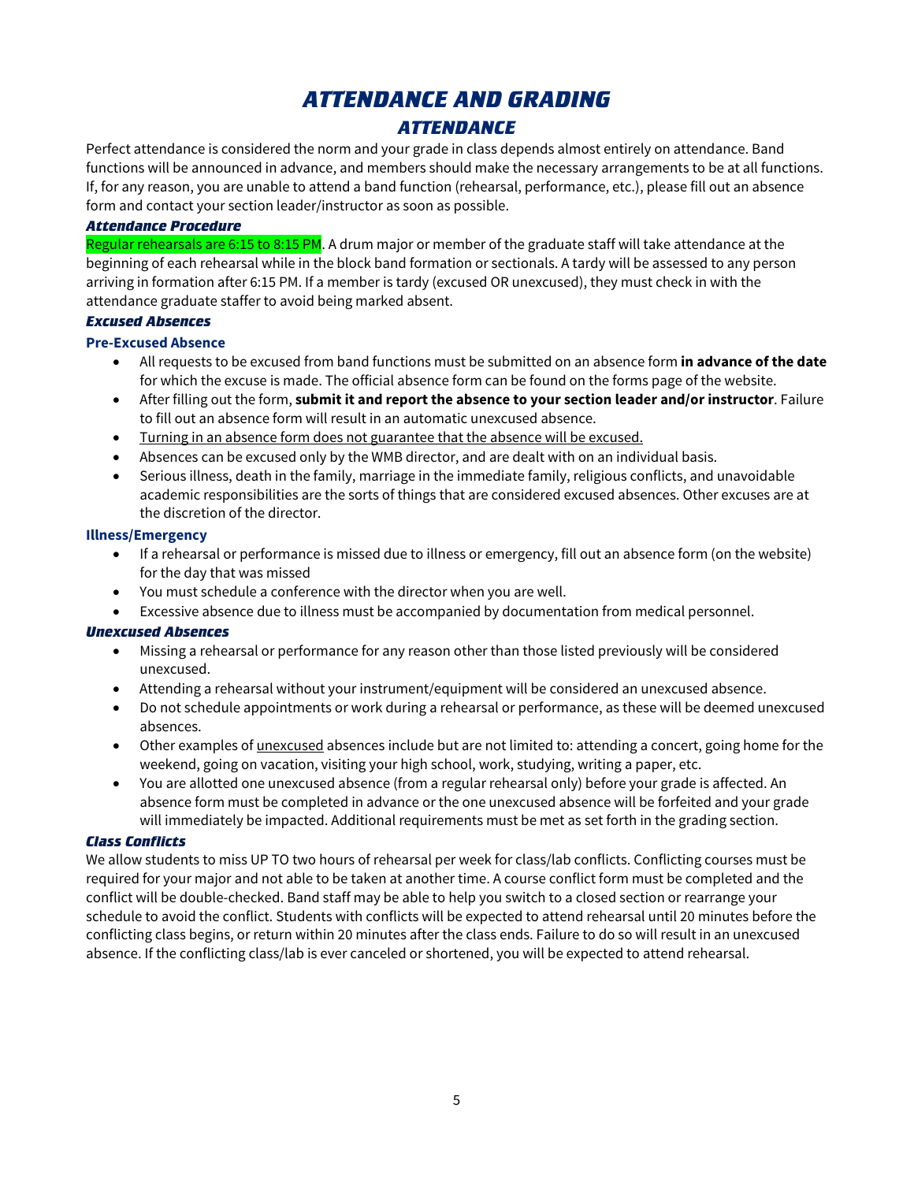# *ATTENDANCE AND GRADING*

## *ATTENDANCE*

Perfect attendance is considered the norm and your grade in class depends almost entirely on attendance. Band functions will be announced in advance, and members should make the necessary arrangements to be at all functions. If, for any reason, you are unable to attend a band function (rehearsal, performance, etc.), please fill out an absence form and contact your section leader/instructor as soon as possible.

### *Attendance Procedure*

Regular rehearsals are 6:15 to 8:15 PM. A drum major or member of the graduate staff will take attendance at the beginning of each rehearsal while in the block band formation or sectionals. A tardy will be assessed to any person arriving in formation after 6:15 PM. If a member is tardy (excused OR unexcused), they must check in with the attendance graduate staffer to avoid being marked absent.

### *Excused Absences*

#### Pre-Excused Absence

- All requests to be excused from band functions must be submitted on an absence form **in advance of the date** for which the excuse is made. The official absence form can be found on the forms page of the website.
- After filling out the form, **submit it and report the absence to your section leader and/or instructor**. Failure to fill out an absence form will result in an automatic unexcused absence.
- Turning in an absence form does not guarantee that the absence will be excused.
- Absences can be excused only by the WMB director, and are dealt with on an individual basis.
- Serious illness, death in the family, marriage in the immediate family, religious conflicts, and unavoidable academic responsibilities are the sorts of things that are considered excused absences. Other excuses are at the discretion of the director.

#### Illness/Emergency

- If a rehearsal or performance is missed due to illness or emergency, fill out an absence form (on the website) for the day that was missed
- You must schedule a conference with the director when you are well.
- Excessive absence due to illness must be accompanied by documentation from medical personnel.

### *Unexcused Absences*

- Missing a rehearsal or performance for any reason other than those listed previously will be considered unexcused.
- Attending a rehearsal without your instrument/equipment will be considered an unexcused absence.
- Do not schedule appointments or work during a rehearsal or performance, as these will be deemed unexcused absences.
- Other examples of unexcused absences include but are not limited to: attending a concert, going home for the weekend, going on vacation, visiting your high school, work, studying, writing a paper, etc.
- You are allotted one unexcused absence (from a regular rehearsal only) before your grade is affected. An absence form must be completed in advance or the one unexcused absence will be forfeited and your grade will immediately be impacted. Additional requirements must be met as set forth in the grading section.

### *Class Conflicts*

We allow students to miss UP TO two hours of rehearsal per week for class/lab conflicts. Conflicting courses must be required for your major and not able to be taken at another time. A course conflict form must be completed and the conflict will be double-checked. Band staff may be able to help you switch to a closed section or rearrange your schedule to avoid the conflict. Students with conflicts will be expected to attend rehearsal until 20 minutes before the conflicting class begins, or return within 20 minutes after the class ends. Failure to do so will result in an unexcused absence. If the conflicting class/lab is ever canceled or shortened, you will be expected to attend rehearsal.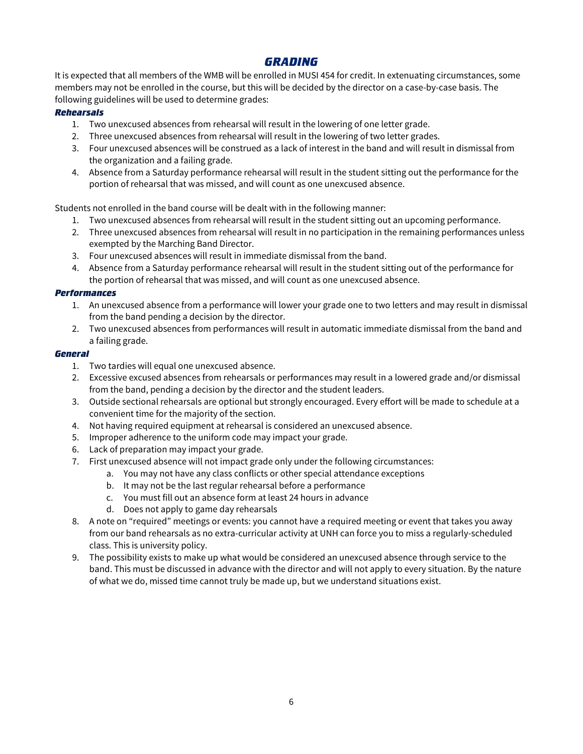# GRADING

It is expected that all members of the WMB will be enrolled in MUSI 454 for credit. In extenuating circumstances, some members may not be enrolled in the course, but this will be decided by the director on a case-by-case basis. The following guidelines will be used to determine grades:

### Rehearsals

1. Two unexcused absences from rehearsal will result in the lowering of one letter grade.
2. Three unexcused absences from rehearsal will result in the lowering of two letter grades.
3. Four unexcused absences will be construed as a lack of interest in the band and will result in dismissal from the organization and a failing grade.
4. Absence from a Saturday performance rehearsal will result in the student sitting out the performance for the portion of rehearsal that was missed, and will count as one unexcused absence.

Students not enrolled in the band course will be dealt with in the following manner:

1. Two unexcused absences from rehearsal will result in the student sitting out an upcoming performance.
2. Three unexcused absences from rehearsal will result in no participation in the remaining performances unless exempted by the Marching Band Director.
3. Four unexcused absences will result in immediate dismissal from the band.
4. Absence from a Saturday performance rehearsal will result in the student sitting out of the performance for the portion of rehearsal that was missed, and will count as one unexcused absence.

### Performances

1. An unexcused absence from a performance will lower your grade one to two letters and may result in dismissal from the band pending a decision by the director.
2. Two unexcused absences from performances will result in automatic immediate dismissal from the band and a failing grade.

### General

1. Two tardies will equal one unexcused absence.
2. Excessive excused absences from rehearsals or performances may result in a lowered grade and/or dismissal from the band, pending a decision by the director and the student leaders.
3. Outside sectional rehearsals are optional but strongly encouraged. Every effort will be made to schedule at a convenient time for the majority of the section.
4. Not having required equipment at rehearsal is considered an unexcused absence.
5. Improper adherence to the uniform code may impact your grade.
6. Lack of preparation may impact your grade.
7. First unexcused absence will not impact grade only under the following circumstances:
   a. You may not have any class conflicts or other special attendance exceptions
   b. It may not be the last regular rehearsal before a performance
   c. You must fill out an absence form at least 24 hours in advance
   d. Does not apply to game day rehearsals
8. A note on "required" meetings or events: you cannot have a required meeting or event that takes you away from our band rehearsals as no extra-curricular activity at UNH can force you to miss a regularly-scheduled class. This is university policy.
9. The possibility exists to make up what would be considered an unexcused absence through service to the band. This must be discussed in advance with the director and will not apply to every situation. By the nature of what we do, missed time cannot truly be made up, but we understand situations exist.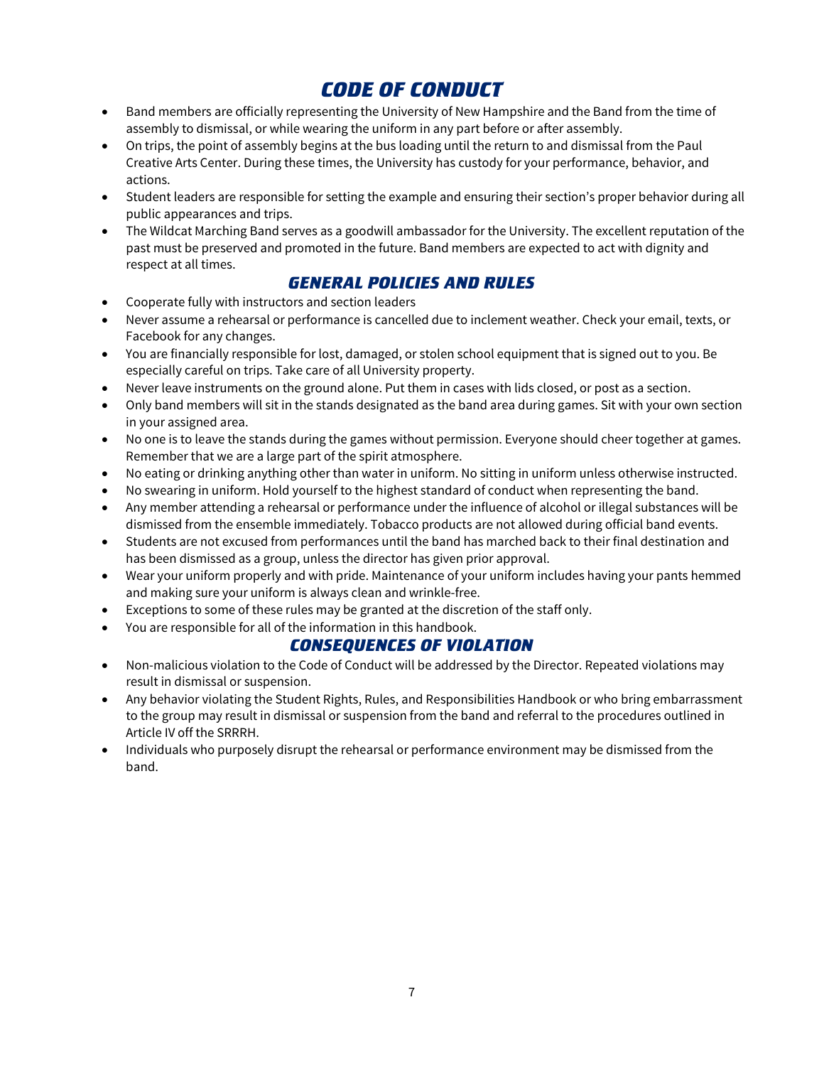# CODE OF CONDUCT

- Band members are officially representing the University of New Hampshire and the Band from the time of assembly to dismissal, or while wearing the uniform in any part before or after assembly.
- On trips, the point of assembly begins at the bus loading until the return to and dismissal from the Paul Creative Arts Center. During these times, the University has custody for your performance, behavior, and actions.
- Student leaders are responsible for setting the example and ensuring their section's proper behavior during all public appearances and trips.
- The Wildcat Marching Band serves as a goodwill ambassador for the University. The excellent reputation of the past must be preserved and promoted in the future. Band members are expected to act with dignity and respect at all times.

## GENERAL POLICIES AND RULES

- Cooperate fully with instructors and section leaders
- Never assume a rehearsal or performance is cancelled due to inclement weather. Check your email, texts, or Facebook for any changes.
- You are financially responsible for lost, damaged, or stolen school equipment that is signed out to you. Be especially careful on trips. Take care of all University property.
- Never leave instruments on the ground alone. Put them in cases with lids closed, or post as a section.
- Only band members will sit in the stands designated as the band area during games. Sit with your own section in your assigned area.
- No one is to leave the stands during the games without permission. Everyone should cheer together at games. Remember that we are a large part of the spirit atmosphere.
- No eating or drinking anything other than water in uniform. No sitting in uniform unless otherwise instructed.
- No swearing in uniform. Hold yourself to the highest standard of conduct when representing the band.
- Any member attending a rehearsal or performance under the influence of alcohol or illegal substances will be dismissed from the ensemble immediately. Tobacco products are not allowed during official band events.
- Students are not excused from performances until the band has marched back to their final destination and has been dismissed as a group, unless the director has given prior approval.
- Wear your uniform properly and with pride. Maintenance of your uniform includes having your pants hemmed and making sure your uniform is always clean and wrinkle-free.
- Exceptions to some of these rules may be granted at the discretion of the staff only.
- You are responsible for all of the information in this handbook.

## CONSEQUENCES OF VIOLATION

- Non-malicious violation to the Code of Conduct will be addressed by the Director. Repeated violations may result in dismissal or suspension.
- Any behavior violating the Student Rights, Rules, and Responsibilities Handbook or who bring embarrassment to the group may result in dismissal or suspension from the band and referral to the procedures outlined in Article IV off the SRRRH.
- Individuals who purposely disrupt the rehearsal or performance environment may be dismissed from the band.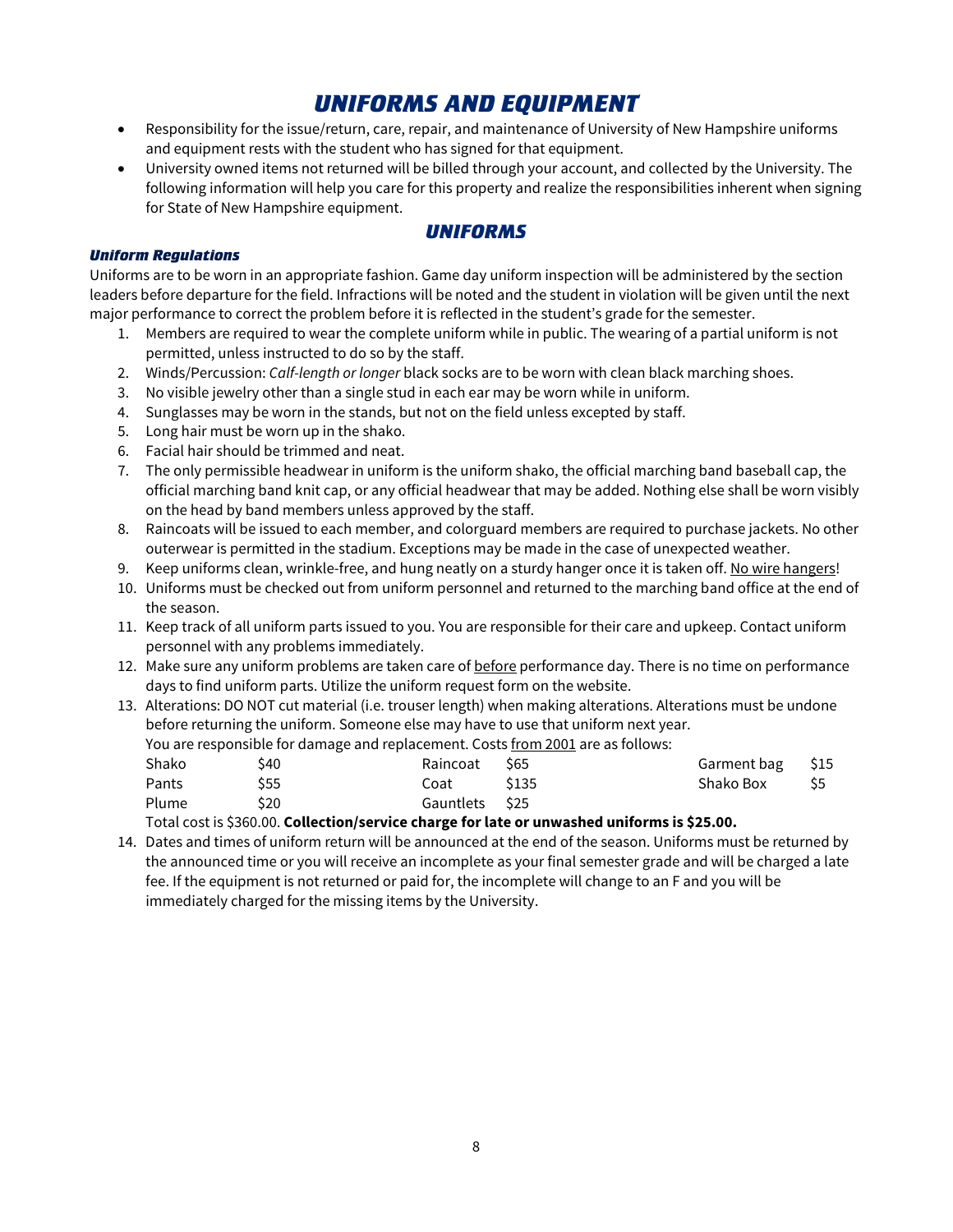# UNIFORMS AND EQUIPMENT

- Responsibility for the issue/return, care, repair, and maintenance of University of New Hampshire uniforms and equipment rests with the student who has signed for that equipment.
- University owned items not returned will be billed through your account, and collected by the University. The following information will help you care for this property and realize the responsibilities inherent when signing for State of New Hampshire equipment.

## UNIFORMS

### Uniform Regulations

Uniforms are to be worn in an appropriate fashion. Game day uniform inspection will be administered by the section leaders before departure for the field. Infractions will be noted and the student in violation will be given until the next major performance to correct the problem before it is reflected in the student's grade for the semester.

1. Members are required to wear the complete uniform while in public. The wearing of a partial uniform is not permitted, unless instructed to do so by the staff.
2. Winds/Percussion: *Calf-length or longer* black socks are to be worn with clean black marching shoes.
3. No visible jewelry other than a single stud in each ear may be worn while in uniform.
4. Sunglasses may be worn in the stands, but not on the field unless excepted by staff.
5. Long hair must be worn up in the shako.
6. Facial hair should be trimmed and neat.
7. The only permissible headwear in uniform is the uniform shako, the official marching band baseball cap, the official marching band knit cap, or any official headwear that may be added. Nothing else shall be worn visibly on the head by band members unless approved by the staff.
8. Raincoats will be issued to each member, and colorguard members are required to purchase jackets. No other outerwear is permitted in the stadium. Exceptions may be made in the case of unexpected weather.
9. Keep uniforms clean, wrinkle-free, and hung neatly on a sturdy hanger once it is taken off. <u>No wire hangers</u>!
10. Uniforms must be checked out from uniform personnel and returned to the marching band office at the end of the season.
11. Keep track of all uniform parts issued to you. You are responsible for their care and upkeep. Contact uniform personnel with any problems immediately.
12. Make sure any uniform problems are taken care of <u>before</u> performance day. There is no time on performance days to find uniform parts. Utilize the uniform request form on the website.
13. Alterations: DO NOT cut material (i.e. trouser length) when making alterations. Alterations must be undone before returning the uniform. Someone else may have to use that uniform next year.
    You are responsible for damage and replacement. Costs <u>from 2001</u> are as follows:

    | | | | | | |
    |---|---|---|---|---|---|
    | Shako | $40 | Raincoat | $65 | Garment bag | $15 |
    | Pants | $55 | Coat | $135 | Shako Box | $5 |
    | Plume | $20 | Gauntlets | $25 | | |

    Total cost is $360.00. **Collection/service charge for late or unwashed uniforms is $25.00.**
14. Dates and times of uniform return will be announced at the end of the season. Uniforms must be returned by the announced time or you will receive an incomplete as your final semester grade and will be charged a late fee. If the equipment is not returned or paid for, the incomplete will change to an F and you will be immediately charged for the missing items by the University.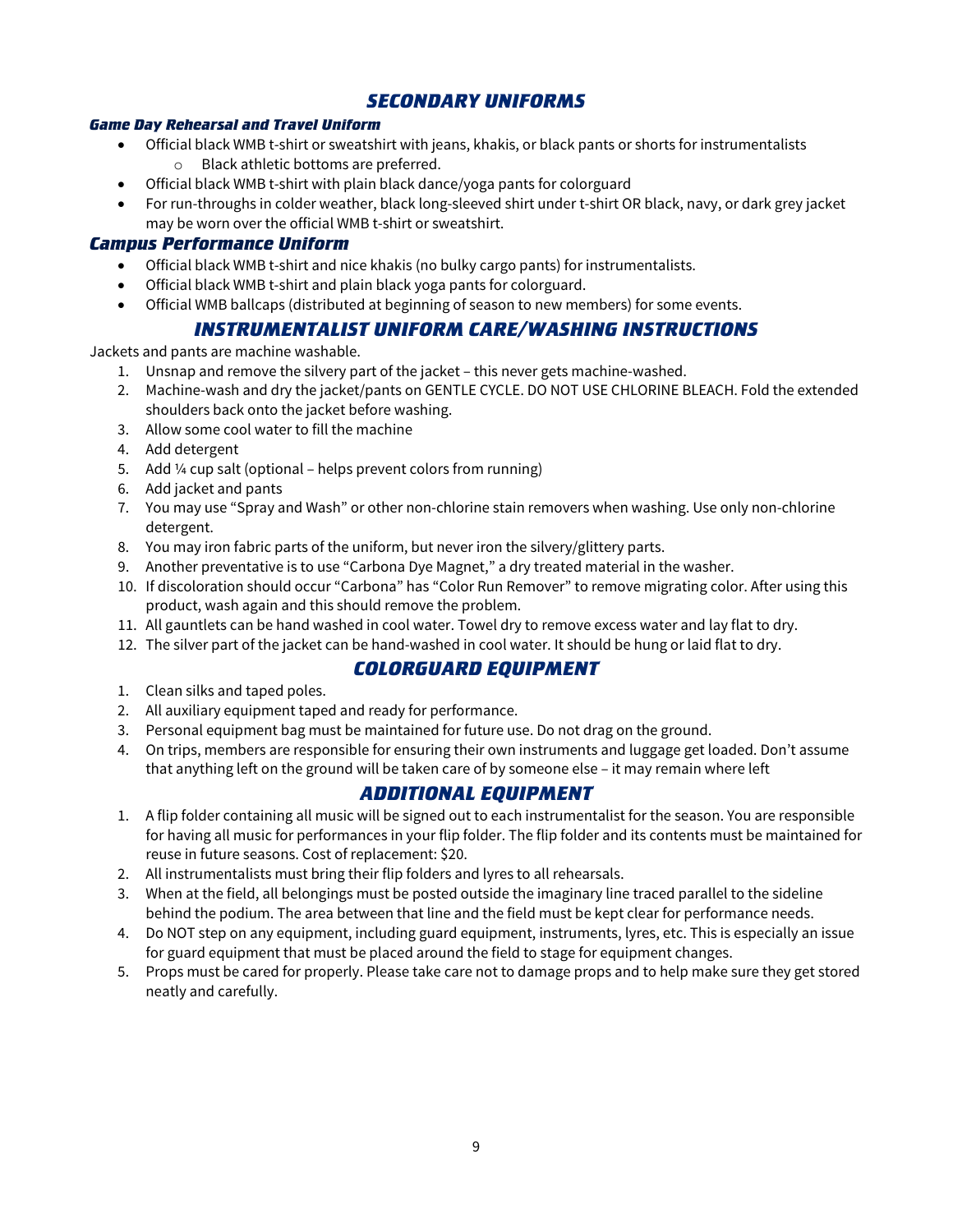## *SECONDARY UNIFORMS*

### *Game Day Rehearsal and Travel Uniform*

- Official black WMB t-shirt or sweatshirt with jeans, khakis, or black pants or shorts for instrumentalists
    - Black athletic bottoms are preferred.
- Official black WMB t-shirt with plain black dance/yoga pants for colorguard
- For run-throughs in colder weather, black long-sleeved shirt under t-shirt OR black, navy, or dark grey jacket may be worn over the official WMB t-shirt or sweatshirt.

### *Campus Performance Uniform*

- Official black WMB t-shirt and nice khakis (no bulky cargo pants) for instrumentalists.
- Official black WMB t-shirt and plain black yoga pants for colorguard.
- Official WMB ballcaps (distributed at beginning of season to new members) for some events.

## *INSTRUMENTALIST UNIFORM CARE/WASHING INSTRUCTIONS*

Jackets and pants are machine washable.

1. Unsnap and remove the silvery part of the jacket – this never gets machine-washed.
2. Machine-wash and dry the jacket/pants on GENTLE CYCLE. DO NOT USE CHLORINE BLEACH. Fold the extended shoulders back onto the jacket before washing.
3. Allow some cool water to fill the machine
4. Add detergent
5. Add ¼ cup salt (optional – helps prevent colors from running)
6. Add jacket and pants
7. You may use "Spray and Wash" or other non-chlorine stain removers when washing. Use only non-chlorine detergent.
8. You may iron fabric parts of the uniform, but never iron the silvery/glittery parts.
9. Another preventative is to use "Carbona Dye Magnet," a dry treated material in the washer.
10. If discoloration should occur "Carbona" has "Color Run Remover" to remove migrating color. After using this product, wash again and this should remove the problem.
11. All gauntlets can be hand washed in cool water. Towel dry to remove excess water and lay flat to dry.
12. The silver part of the jacket can be hand-washed in cool water. It should be hung or laid flat to dry.

## *COLORGUARD EQUIPMENT*

1. Clean silks and taped poles.
2. All auxiliary equipment taped and ready for performance.
3. Personal equipment bag must be maintained for future use. Do not drag on the ground.
4. On trips, members are responsible for ensuring their own instruments and luggage get loaded. Don't assume that anything left on the ground will be taken care of by someone else – it may remain where left

## *ADDITIONAL EQUIPMENT*

1. A flip folder containing all music will be signed out to each instrumentalist for the season. You are responsible for having all music for performances in your flip folder. The flip folder and its contents must be maintained for reuse in future seasons. Cost of replacement: $20.
2. All instrumentalists must bring their flip folders and lyres to all rehearsals.
3. When at the field, all belongings must be posted outside the imaginary line traced parallel to the sideline behind the podium. The area between that line and the field must be kept clear for performance needs.
4. Do NOT step on any equipment, including guard equipment, instruments, lyres, etc. This is especially an issue for guard equipment that must be placed around the field to stage for equipment changes.
5. Props must be cared for properly. Please take care not to damage props and to help make sure they get stored neatly and carefully.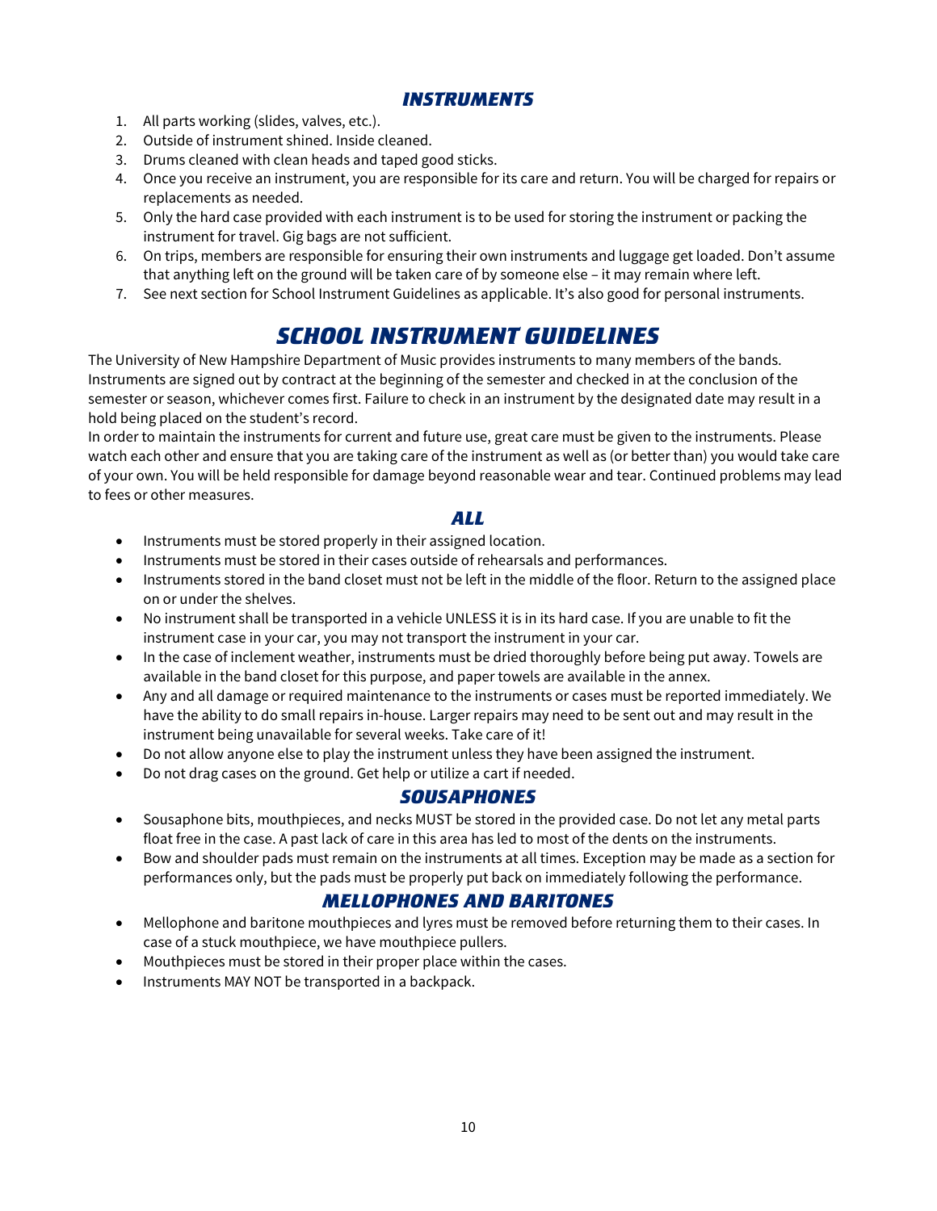### INSTRUMENTS

1. All parts working (slides, valves, etc.).
2. Outside of instrument shined. Inside cleaned.
3. Drums cleaned with clean heads and taped good sticks.
4. Once you receive an instrument, you are responsible for its care and return. You will be charged for repairs or replacements as needed.
5. Only the hard case provided with each instrument is to be used for storing the instrument or packing the instrument for travel. Gig bags are not sufficient.
6. On trips, members are responsible for ensuring their own instruments and luggage get loaded. Don't assume that anything left on the ground will be taken care of by someone else – it may remain where left.
7. See next section for School Instrument Guidelines as applicable. It's also good for personal instruments.

## SCHOOL INSTRUMENT GUIDELINES

The University of New Hampshire Department of Music provides instruments to many members of the bands. Instruments are signed out by contract at the beginning of the semester and checked in at the conclusion of the semester or season, whichever comes first. Failure to check in an instrument by the designated date may result in a hold being placed on the student's record.

In order to maintain the instruments for current and future use, great care must be given to the instruments. Please watch each other and ensure that you are taking care of the instrument as well as (or better than) you would take care of your own. You will be held responsible for damage beyond reasonable wear and tear. Continued problems may lead to fees or other measures.

### ALL

- Instruments must be stored properly in their assigned location.
- Instruments must be stored in their cases outside of rehearsals and performances.
- Instruments stored in the band closet must not be left in the middle of the floor. Return to the assigned place on or under the shelves.
- No instrument shall be transported in a vehicle UNLESS it is in its hard case. If you are unable to fit the instrument case in your car, you may not transport the instrument in your car.
- In the case of inclement weather, instruments must be dried thoroughly before being put away. Towels are available in the band closet for this purpose, and paper towels are available in the annex.
- Any and all damage or required maintenance to the instruments or cases must be reported immediately. We have the ability to do small repairs in-house. Larger repairs may need to be sent out and may result in the instrument being unavailable for several weeks. Take care of it!
- Do not allow anyone else to play the instrument unless they have been assigned the instrument.
- Do not drag cases on the ground. Get help or utilize a cart if needed.

### SOUSAPHONES

- Sousaphone bits, mouthpieces, and necks MUST be stored in the provided case. Do not let any metal parts float free in the case. A past lack of care in this area has led to most of the dents on the instruments.
- Bow and shoulder pads must remain on the instruments at all times. Exception may be made as a section for performances only, but the pads must be properly put back on immediately following the performance.

### MELLOPHONES AND BARITONES

- Mellophone and baritone mouthpieces and lyres must be removed before returning them to their cases. In case of a stuck mouthpiece, we have mouthpiece pullers.
- Mouthpieces must be stored in their proper place within the cases.
- Instruments MAY NOT be transported in a backpack.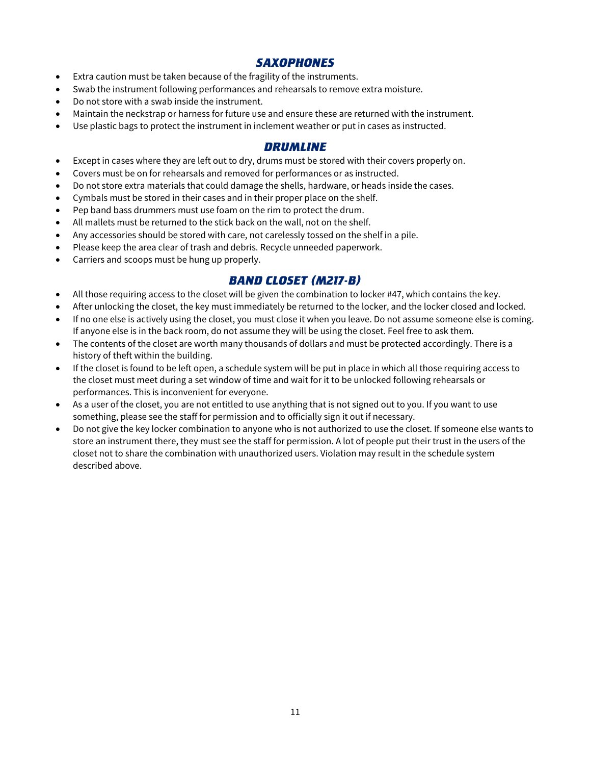## *SAXOPHONES*

- Extra caution must be taken because of the fragility of the instruments.
- Swab the instrument following performances and rehearsals to remove extra moisture.
- Do not store with a swab inside the instrument.
- Maintain the neckstrap or harness for future use and ensure these are returned with the instrument.
- Use plastic bags to protect the instrument in inclement weather or put in cases as instructed.

## *DRUMLINE*

- Except in cases where they are left out to dry, drums must be stored with their covers properly on.
- Covers must be on for rehearsals and removed for performances or as instructed.
- Do not store extra materials that could damage the shells, hardware, or heads inside the cases.
- Cymbals must be stored in their cases and in their proper place on the shelf.
- Pep band bass drummers must use foam on the rim to protect the drum.
- All mallets must be returned to the stick back on the wall, not on the shelf.
- Any accessories should be stored with care, not carelessly tossed on the shelf in a pile.
- Please keep the area clear of trash and debris. Recycle unneeded paperwork.
- Carriers and scoops must be hung up properly.

## *BAND CLOSET (M217-B)*

- All those requiring access to the closet will be given the combination to locker #47, which contains the key.
- After unlocking the closet, the key must immediately be returned to the locker, and the locker closed and locked.
- If no one else is actively using the closet, you must close it when you leave. Do not assume someone else is coming. If anyone else is in the back room, do not assume they will be using the closet. Feel free to ask them.
- The contents of the closet are worth many thousands of dollars and must be protected accordingly. There is a history of theft within the building.
- If the closet is found to be left open, a schedule system will be put in place in which all those requiring access to the closet must meet during a set window of time and wait for it to be unlocked following rehearsals or performances. This is inconvenient for everyone.
- As a user of the closet, you are not entitled to use anything that is not signed out to you. If you want to use something, please see the staff for permission and to officially sign it out if necessary.
- Do not give the key locker combination to anyone who is not authorized to use the closet. If someone else wants to store an instrument there, they must see the staff for permission. A lot of people put their trust in the users of the closet not to share the combination with unauthorized users. Violation may result in the schedule system described above.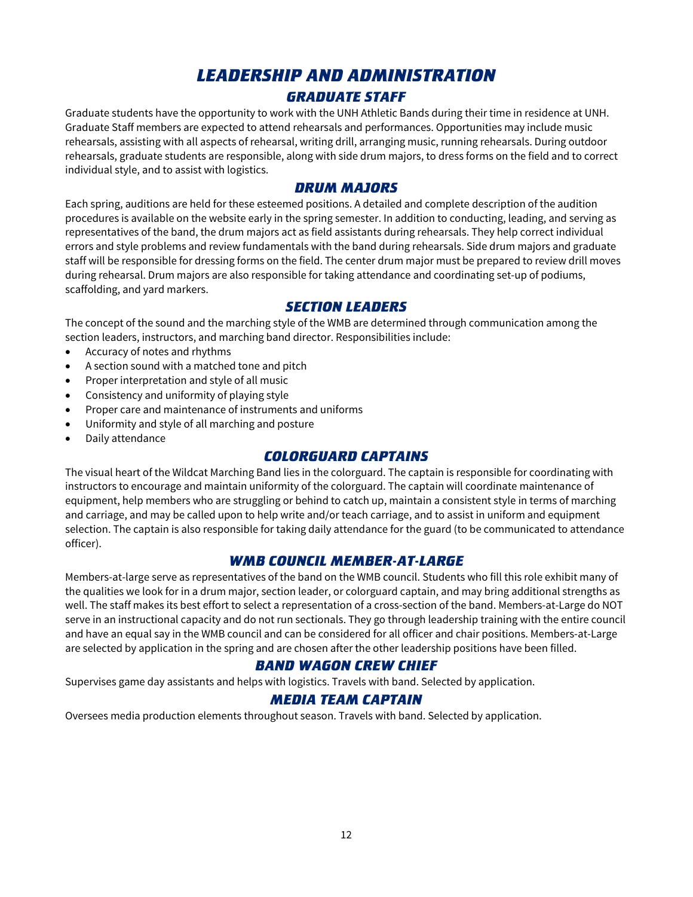# LEADERSHIP AND ADMINISTRATION

## GRADUATE STAFF

Graduate students have the opportunity to work with the UNH Athletic Bands during their time in residence at UNH. Graduate Staff members are expected to attend rehearsals and performances. Opportunities may include music rehearsals, assisting with all aspects of rehearsal, writing drill, arranging music, running rehearsals. During outdoor rehearsals, graduate students are responsible, along with side drum majors, to dress forms on the field and to correct individual style, and to assist with logistics.

## DRUM MAJORS

Each spring, auditions are held for these esteemed positions. A detailed and complete description of the audition procedures is available on the website early in the spring semester. In addition to conducting, leading, and serving as representatives of the band, the drum majors act as field assistants during rehearsals. They help correct individual errors and style problems and review fundamentals with the band during rehearsals. Side drum majors and graduate staff will be responsible for dressing forms on the field. The center drum major must be prepared to review drill moves during rehearsal. Drum majors are also responsible for taking attendance and coordinating set-up of podiums, scaffolding, and yard markers.

## SECTION LEADERS

The concept of the sound and the marching style of the WMB are determined through communication among the section leaders, instructors, and marching band director. Responsibilities include:

- Accuracy of notes and rhythms
- A section sound with a matched tone and pitch
- Proper interpretation and style of all music
- Consistency and uniformity of playing style
- Proper care and maintenance of instruments and uniforms
- Uniformity and style of all marching and posture
- Daily attendance

## COLORGUARD CAPTAINS

The visual heart of the Wildcat Marching Band lies in the colorguard. The captain is responsible for coordinating with instructors to encourage and maintain uniformity of the colorguard. The captain will coordinate maintenance of equipment, help members who are struggling or behind to catch up, maintain a consistent style in terms of marching and carriage, and may be called upon to help write and/or teach carriage, and to assist in uniform and equipment selection. The captain is also responsible for taking daily attendance for the guard (to be communicated to attendance officer).

## WMB COUNCIL MEMBER-AT-LARGE

Members-at-large serve as representatives of the band on the WMB council. Students who fill this role exhibit many of the qualities we look for in a drum major, section leader, or colorguard captain, and may bring additional strengths as well. The staff makes its best effort to select a representation of a cross-section of the band. Members-at-Large do NOT serve in an instructional capacity and do not run sectionals. They go through leadership training with the entire council and have an equal say in the WMB council and can be considered for all officer and chair positions. Members-at-Large are selected by application in the spring and are chosen after the other leadership positions have been filled.

## BAND WAGON CREW CHIEF

Supervises game day assistants and helps with logistics. Travels with band. Selected by application.

## MEDIA TEAM CAPTAIN

Oversees media production elements throughout season. Travels with band. Selected by application.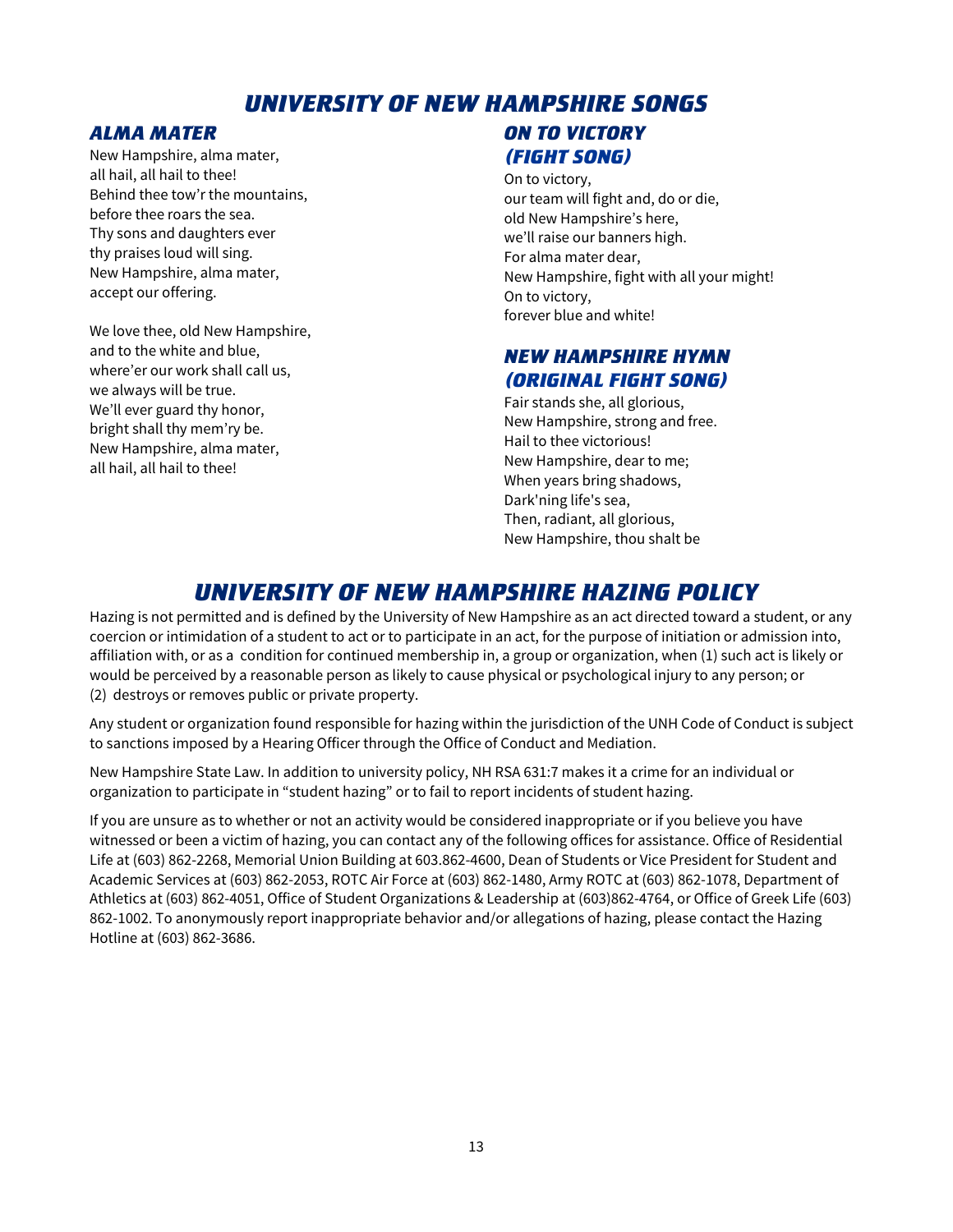# UNIVERSITY OF NEW HAMPSHIRE SONGS

## ALMA MATER

New Hampshire, alma mater,
all hail, all hail to thee!
Behind thee tow'r the mountains,
before thee roars the sea.
Thy sons and daughters ever
thy praises loud will sing.
New Hampshire, alma mater,
accept our offering.

We love thee, old New Hampshire,
and to the white and blue,
where'er our work shall call us,
we always will be true.
We'll ever guard thy honor,
bright shall thy mem'ry be.
New Hampshire, alma mater,
all hail, all hail to thee!

## ON TO VICTORY (FIGHT SONG)

On to victory,
our team will fight and, do or die,
old New Hampshire's here,
we'll raise our banners high.
For alma mater dear,
New Hampshire, fight with all your might!
On to victory,
forever blue and white!

## NEW HAMPSHIRE HYMN (ORIGINAL FIGHT SONG)

Fair stands she, all glorious,
New Hampshire, strong and free.
Hail to thee victorious!
New Hampshire, dear to me;
When years bring shadows,
Dark'ning life's sea,
Then, radiant, all glorious,
New Hampshire, thou shalt be

# UNIVERSITY OF NEW HAMPSHIRE HAZING POLICY

Hazing is not permitted and is defined by the University of New Hampshire as an act directed toward a student, or any coercion or intimidation of a student to act or to participate in an act, for the purpose of initiation or admission into, affiliation with, or as a condition for continued membership in, a group or organization, when (1) such act is likely or would be perceived by a reasonable person as likely to cause physical or psychological injury to any person; or (2) destroys or removes public or private property.

Any student or organization found responsible for hazing within the jurisdiction of the UNH Code of Conduct is subject to sanctions imposed by a Hearing Officer through the Office of Conduct and Mediation.

New Hampshire State Law. In addition to university policy, NH RSA 631:7 makes it a crime for an individual or organization to participate in "student hazing" or to fail to report incidents of student hazing.

If you are unsure as to whether or not an activity would be considered inappropriate or if you believe you have witnessed or been a victim of hazing, you can contact any of the following offices for assistance. Office of Residential Life at (603) 862-2268, Memorial Union Building at 603.862-4600, Dean of Students or Vice President for Student and Academic Services at (603) 862-2053, ROTC Air Force at (603) 862-1480, Army ROTC at (603) 862-1078, Department of Athletics at (603) 862-4051, Office of Student Organizations & Leadership at (603)862-4764, or Office of Greek Life (603) 862-1002. To anonymously report inappropriate behavior and/or allegations of hazing, please contact the Hazing Hotline at (603) 862-3686.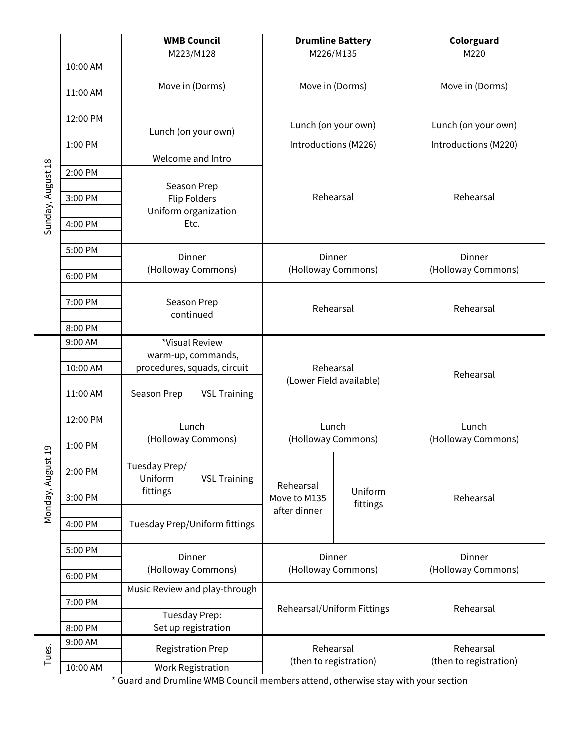| Day | Time | WMB Council | | Drumline Battery | | Colorguard |
|---|---|---|---|---|---|---|
| | | M223/M128 | | M226/M135 | | M220 |
| Sunday, August 18 | 10:00 AM | Move in (Dorms) | | Move in (Dorms) | | Move in (Dorms) |
| | | | | | | |
| | 11:00 AM | | | | | |
| | | | | | | |
| | 12:00 PM | Lunch (on your own) | | Lunch (on your own) | | Lunch (on your own) |
| | | | | | | |
| | 1:00 PM | | | Introductions (M226) | | Introductions (M220) |
| | | Welcome and Intro | | Rehearsal | | Rehearsal |
| | 2:00 PM | Season Prep<br>Flip Folders<br>Uniform organization<br>Etc. | | | | |
| | | | | | | |
| | 3:00 PM | | | | | |
| | | | | | | |
| | 4:00 PM | | | | | |
| | | | | | | |
| | 5:00 PM | Dinner<br>(Holloway Commons) | | Dinner<br>(Holloway Commons) | | Dinner<br>(Holloway Commons) |
| | | | | | | |
| | 6:00 PM | | | | | |
| | | Season Prep<br>continued | | Rehearsal | | Rehearsal |
| | 7:00 PM | | | | | |
| | | | | | | |
| | 8:00 PM | | | | | |
| Monday, August 19 | 9:00 AM | *Visual Review<br>warm-up, commands,<br>procedures, squads, circuit | | Rehearsal<br>(Lower Field available) | | Rehearsal |
| | | | | | | |
| | 10:00 AM | | | | | |
| | | Season Prep | VSL Training | | | |
| | 11:00 AM | | | | | |
| | | | | | | |
| | 12:00 PM | Lunch<br>(Holloway Commons) | | Lunch<br>(Holloway Commons) | | Lunch<br>(Holloway Commons) |
| | | | | | | |
| | 1:00 PM | | | | | |
| | | Tuesday Prep/<br>Uniform<br>fittings | VSL Training | Rehearsal<br>Move to M135<br>after dinner | Uniform<br>fittings | Rehearsal |
| | 2:00 PM | | | | | |
| | | | | | | |
| | 3:00 PM | | | | | |
| | | Tuesday Prep/Uniform fittings | | | | |
| | 4:00 PM | | | | | |
| | | | | | | |
| | 5:00 PM | Dinner<br>(Holloway Commons) | | Dinner<br>(Holloway Commons) | | Dinner<br>(Holloway Commons) |
| | | | | | | |
| | 6:00 PM | | | | | |
| | | Music Review and play-through | | Rehearsal/Uniform Fittings | | Rehearsal |
| | 7:00 PM | | | | | |
| | | Tuesday Prep:<br>Set up registration | | | | |
| | 8:00 PM | | | | | |
| Tues. | 9:00 AM | Registration Prep | | Rehearsal<br>(then to registration) | | Rehearsal<br>(then to registration) |
| | | | | | | |
| | 10:00 AM | Work Registration | | | | |

* Guard and Drumline WMB Council members attend, otherwise stay with your section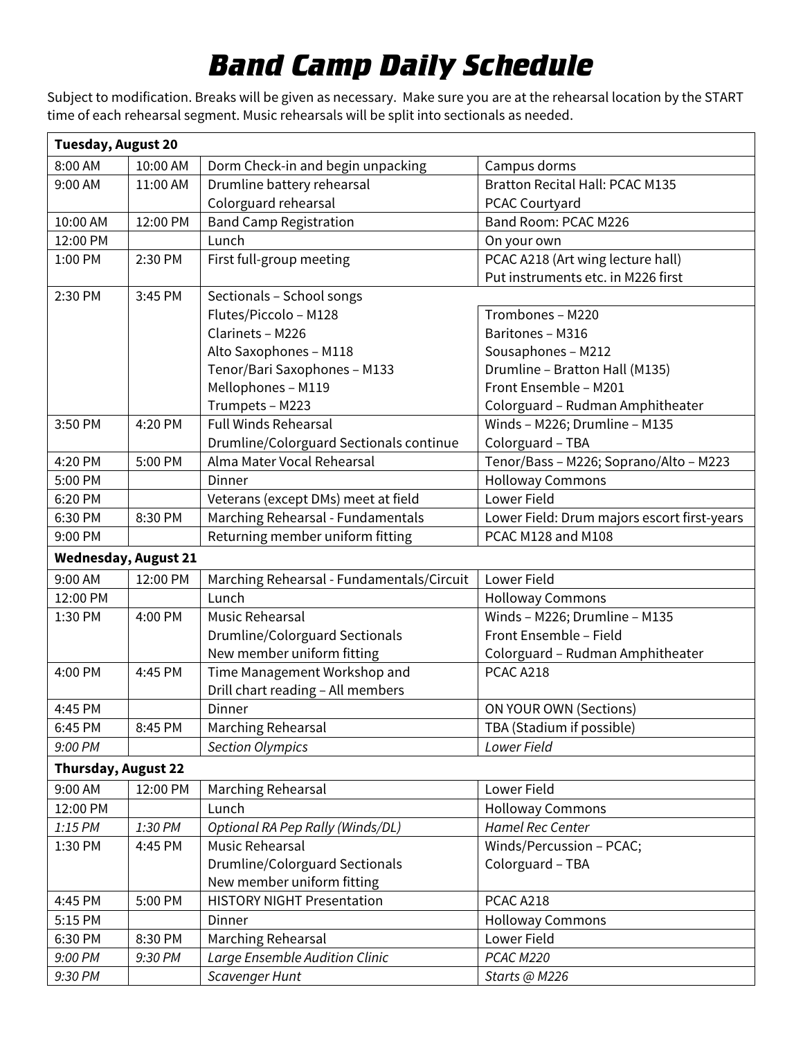# Band Camp Daily Schedule

Subject to modification. Breaks will be given as necessary. Make sure you are at the rehearsal location by the START time of each rehearsal segment. Music rehearsals will be split into sectionals as needed.

| **Tuesday, August 20** | | | |
|---|---|---|---|
| 8:00 AM | 10:00 AM | Dorm Check-in and begin unpacking | Campus dorms |
| 9:00 AM | 11:00 AM | Drumline battery rehearsal<br>Colorguard rehearsal | Bratton Recital Hall: PCAC M135<br>PCAC Courtyard |
| 10:00 AM | 12:00 PM | Band Camp Registration | Band Room: PCAC M226 |
| 12:00 PM | | Lunch | On your own |
| 1:00 PM | 2:30 PM | First full-group meeting | PCAC A218 (Art wing lecture hall)<br>Put instruments etc. in M226 first |
| 2:30 PM | 3:45 PM | Sectionals – School songs<br>Flutes/Piccolo – M128<br>Clarinets – M226<br>Alto Saxophones – M118<br>Tenor/Bari Saxophones – M133<br>Mellophones – M119<br>Trumpets – M223 | <br>Trombones – M220<br>Baritones – M316<br>Sousaphones – M212<br>Drumline – Bratton Hall (M135)<br>Front Ensemble – M201<br>Colorguard – Rudman Amphitheater |
| 3:50 PM | 4:20 PM | Full Winds Rehearsal<br>Drumline/Colorguard Sectionals continue | Winds – M226; Drumline – M135<br>Colorguard – TBA |
| 4:20 PM | 5:00 PM | Alma Mater Vocal Rehearsal | Tenor/Bass – M226; Soprano/Alto – M223 |
| 5:00 PM | | Dinner | Holloway Commons |
| 6:20 PM | | Veterans (except DMs) meet at field | Lower Field |
| 6:30 PM | 8:30 PM | Marching Rehearsal - Fundamentals | Lower Field: Drum majors escort first-years |
| 9:00 PM | | Returning member uniform fitting | PCAC M128 and M108 |
| **Wednesday, August 21** | | | |
| 9:00 AM | 12:00 PM | Marching Rehearsal - Fundamentals/Circuit | Lower Field |
| 12:00 PM | | Lunch | Holloway Commons |
| 1:30 PM | 4:00 PM | Music Rehearsal<br>Drumline/Colorguard Sectionals<br>New member uniform fitting | Winds – M226; Drumline – M135<br>Front Ensemble – Field<br>Colorguard – Rudman Amphitheater |
| 4:00 PM | 4:45 PM | Time Management Workshop and<br>Drill chart reading – All members | PCAC A218 |
| 4:45 PM | | Dinner | ON YOUR OWN (Sections) |
| 6:45 PM | 8:45 PM | Marching Rehearsal | TBA (Stadium if possible) |
| *9:00 PM* | | *Section Olympics* | *Lower Field* |
| **Thursday, August 22** | | | |
| 9:00 AM | 12:00 PM | Marching Rehearsal | Lower Field |
| 12:00 PM | | Lunch | Holloway Commons |
| *1:15 PM* | *1:30 PM* | *Optional RA Pep Rally (Winds/DL)* | *Hamel Rec Center* |
| 1:30 PM | 4:45 PM | Music Rehearsal<br>Drumline/Colorguard Sectionals<br>New member uniform fitting | Winds/Percussion – PCAC;<br>Colorguard – TBA |
| 4:45 PM | 5:00 PM | HISTORY NIGHT Presentation | PCAC A218 |
| 5:15 PM | | Dinner | Holloway Commons |
| 6:30 PM | 8:30 PM | Marching Rehearsal | Lower Field |
| *9:00 PM* | *9:30 PM* | *Large Ensemble Audition Clinic* | *PCAC M220* |
| *9:30 PM* | | *Scavenger Hunt* | *Starts @ M226* |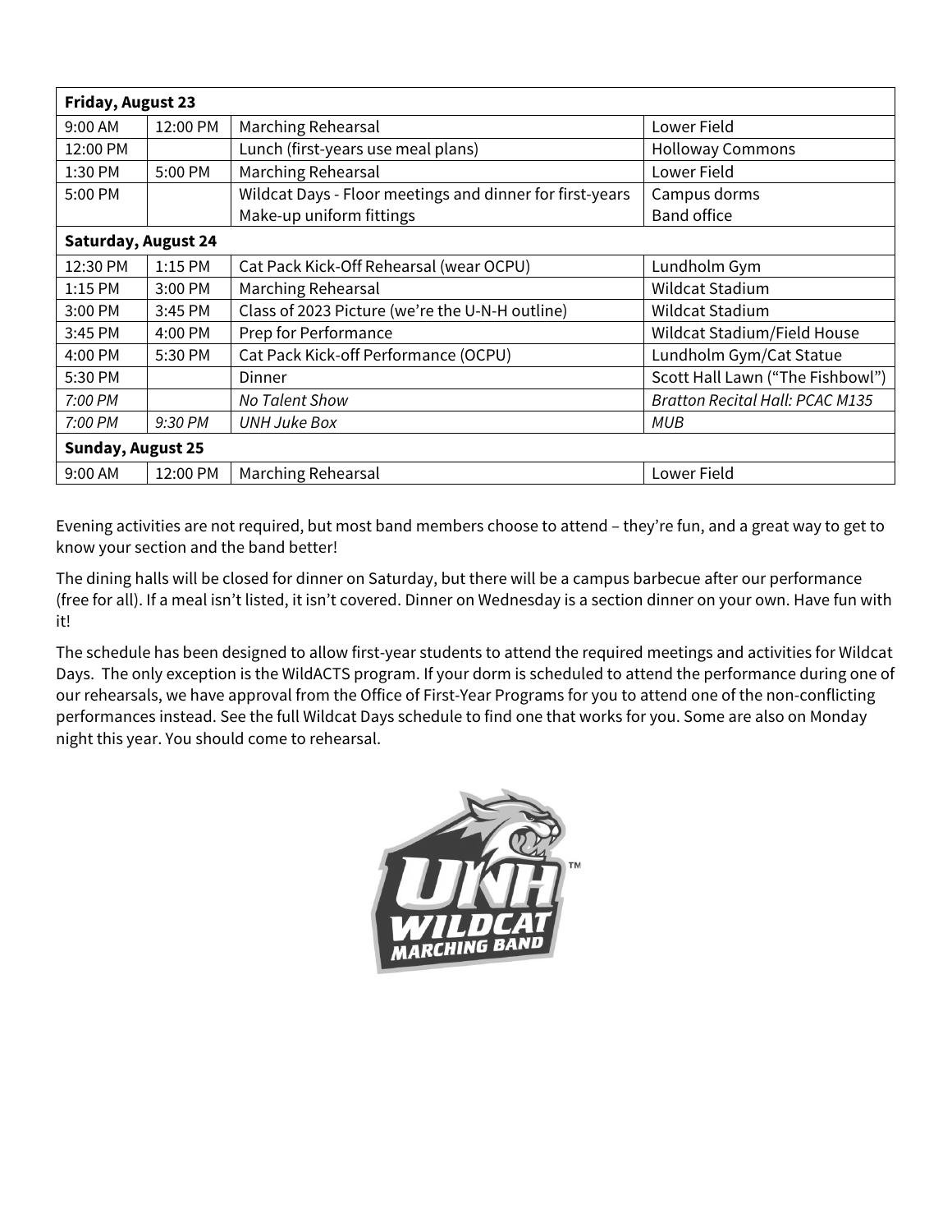| Friday, August 23 | | | |
|---|---|---|---|
| 9:00 AM | 12:00 PM | Marching Rehearsal | Lower Field |
| 12:00 PM | | Lunch (first-years use meal plans) | Holloway Commons |
| 1:30 PM | 5:00 PM | Marching Rehearsal | Lower Field |
| 5:00 PM | | Wildcat Days - Floor meetings and dinner for first-years<br>Make-up uniform fittings | Campus dorms<br>Band office |
| **Saturday, August 24** | | | |
| 12:30 PM | 1:15 PM | Cat Pack Kick-Off Rehearsal (wear OCPU) | Lundholm Gym |
| 1:15 PM | 3:00 PM | Marching Rehearsal | Wildcat Stadium |
| 3:00 PM | 3:45 PM | Class of 2023 Picture (we're the U-N-H outline) | Wildcat Stadium |
| 3:45 PM | 4:00 PM | Prep for Performance | Wildcat Stadium/Field House |
| 4:00 PM | 5:30 PM | Cat Pack Kick-off Performance (OCPU) | Lundholm Gym/Cat Statue |
| 5:30 PM | | Dinner | Scott Hall Lawn ("The Fishbowl") |
| *7:00 PM* | | *No Talent Show* | *Bratton Recital Hall: PCAC M135* |
| *7:00 PM* | *9:30 PM* | *UNH Juke Box* | *MUB* |
| **Sunday, August 25** | | | |
| 9:00 AM | 12:00 PM | Marching Rehearsal | Lower Field |

Evening activities are not required, but most band members choose to attend – they're fun, and a great way to get to know your section and the band better!

The dining halls will be closed for dinner on Saturday, but there will be a campus barbecue after our performance (free for all). If a meal isn't listed, it isn't covered. Dinner on Wednesday is a section dinner on your own. Have fun with it!

The schedule has been designed to allow first-year students to attend the required meetings and activities for Wildcat Days. The only exception is the WildACTS program. If your dorm is scheduled to attend the performance during one of our rehearsals, we have approval from the Office of First-Year Programs for you to attend one of the non-conflicting performances instead. See the full Wildcat Days schedule to find one that works for you. Some are also on Monday night this year. You should come to rehearsal.

UNH WILDCAT MARCHING BAND™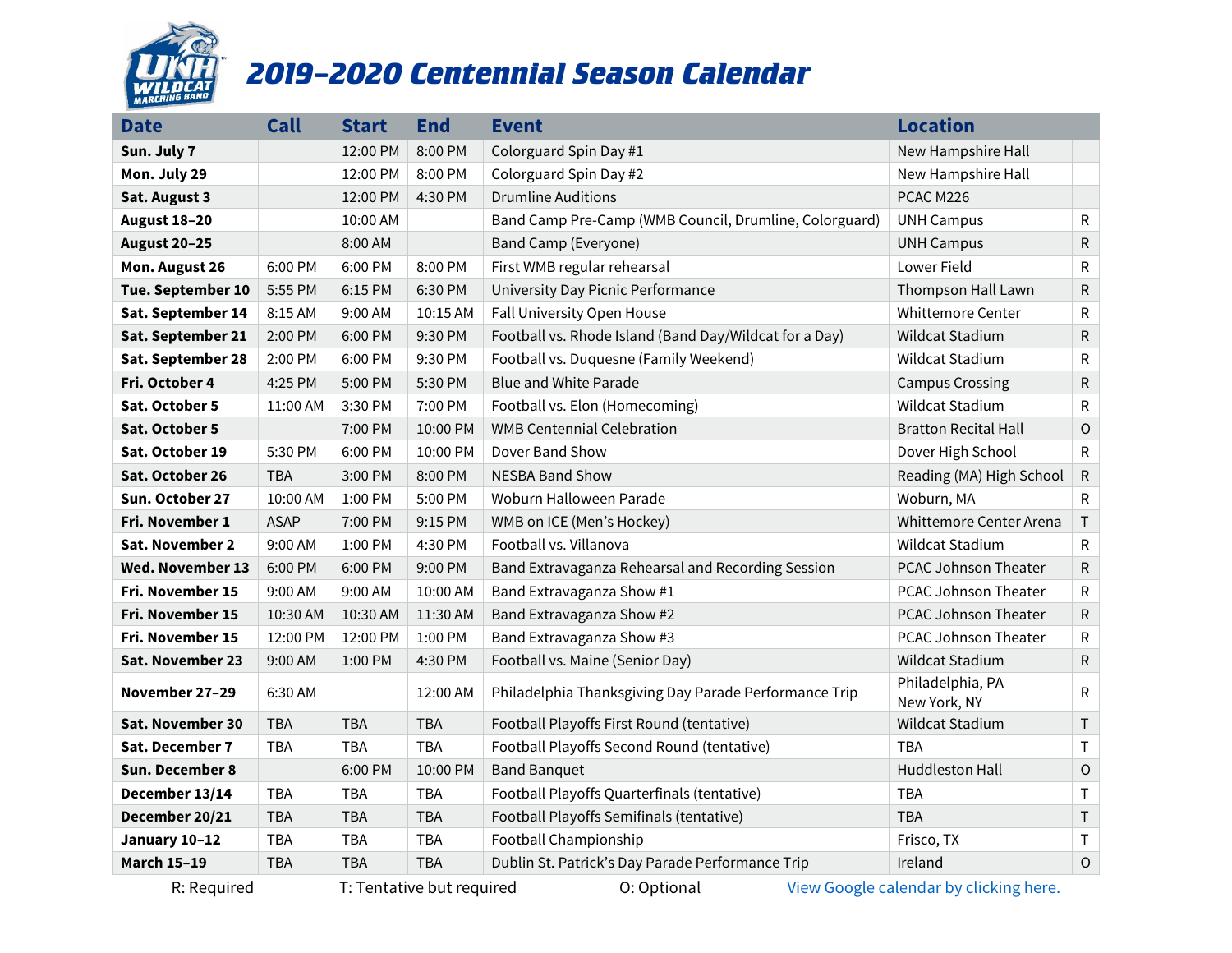# 2019–2020 Centennial Season Calendar

| Date | Call | Start | End | Event | Location | |
|---|---|---|---|---|---|---|
| **Sun. July 7** | | 12:00 PM | 8:00 PM | Colorguard Spin Day #1 | New Hampshire Hall | |
| **Mon. July 29** | | 12:00 PM | 8:00 PM | Colorguard Spin Day #2 | New Hampshire Hall | |
| **Sat. August 3** | | 12:00 PM | 4:30 PM | Drumline Auditions | PCAC M226 | |
| **August 18–20** | | 10:00 AM | | Band Camp Pre-Camp (WMB Council, Drumline, Colorguard) | UNH Campus | R |
| **August 20–25** | | 8:00 AM | | Band Camp (Everyone) | UNH Campus | R |
| **Mon. August 26** | 6:00 PM | 6:00 PM | 8:00 PM | First WMB regular rehearsal | Lower Field | R |
| **Tue. September 10** | 5:55 PM | 6:15 PM | 6:30 PM | University Day Picnic Performance | Thompson Hall Lawn | R |
| **Sat. September 14** | 8:15 AM | 9:00 AM | 10:15 AM | Fall University Open House | Whittemore Center | R |
| **Sat. September 21** | 2:00 PM | 6:00 PM | 9:30 PM | Football vs. Rhode Island (Band Day/Wildcat for a Day) | Wildcat Stadium | R |
| **Sat. September 28** | 2:00 PM | 6:00 PM | 9:30 PM | Football vs. Duquesne (Family Weekend) | Wildcat Stadium | R |
| **Fri. October 4** | 4:25 PM | 5:00 PM | 5:30 PM | Blue and White Parade | Campus Crossing | R |
| **Sat. October 5** | 11:00 AM | 3:30 PM | 7:00 PM | Football vs. Elon (Homecoming) | Wildcat Stadium | R |
| **Sat. October 5** | | 7:00 PM | 10:00 PM | WMB Centennial Celebration | Bratton Recital Hall | O |
| **Sat. October 19** | 5:30 PM | 6:00 PM | 10:00 PM | Dover Band Show | Dover High School | R |
| **Sat. October 26** | TBA | 3:00 PM | 8:00 PM | NESBA Band Show | Reading (MA) High School | R |
| **Sun. October 27** | 10:00 AM | 1:00 PM | 5:00 PM | Woburn Halloween Parade | Woburn, MA | R |
| **Fri. November 1** | ASAP | 7:00 PM | 9:15 PM | WMB on ICE (Men's Hockey) | Whittemore Center Arena | T |
| **Sat. November 2** | 9:00 AM | 1:00 PM | 4:30 PM | Football vs. Villanova | Wildcat Stadium | R |
| **Wed. November 13** | 6:00 PM | 6:00 PM | 9:00 PM | Band Extravaganza Rehearsal and Recording Session | PCAC Johnson Theater | R |
| **Fri. November 15** | 9:00 AM | 9:00 AM | 10:00 AM | Band Extravaganza Show #1 | PCAC Johnson Theater | R |
| **Fri. November 15** | 10:30 AM | 10:30 AM | 11:30 AM | Band Extravaganza Show #2 | PCAC Johnson Theater | R |
| **Fri. November 15** | 12:00 PM | 12:00 PM | 1:00 PM | Band Extravaganza Show #3 | PCAC Johnson Theater | R |
| **Sat. November 23** | 9:00 AM | 1:00 PM | 4:30 PM | Football vs. Maine (Senior Day) | Wildcat Stadium | R |
| **November 27–29** | 6:30 AM | | 12:00 AM | Philadelphia Thanksgiving Day Parade Performance Trip | Philadelphia, PA New York, NY | R |
| **Sat. November 30** | TBA | TBA | TBA | Football Playoffs First Round (tentative) | Wildcat Stadium | T |
| **Sat. December 7** | TBA | TBA | TBA | Football Playoffs Second Round (tentative) | TBA | T |
| **Sun. December 8** | | 6:00 PM | 10:00 PM | Band Banquet | Huddleston Hall | O |
| **December 13/14** | TBA | TBA | TBA | Football Playoffs Quarterfinals (tentative) | TBA | T |
| **December 20/21** | TBA | TBA | TBA | Football Playoffs Semifinals (tentative) | TBA | T |
| **January 10–12** | TBA | TBA | TBA | Football Championship | Frisco, TX | T |
| **March 15–19** | TBA | TBA | TBA | Dublin St. Patrick's Day Parade Performance Trip | Ireland | O |

R: Required T: Tentative but required O: Optional [View Google calendar by clicking here.]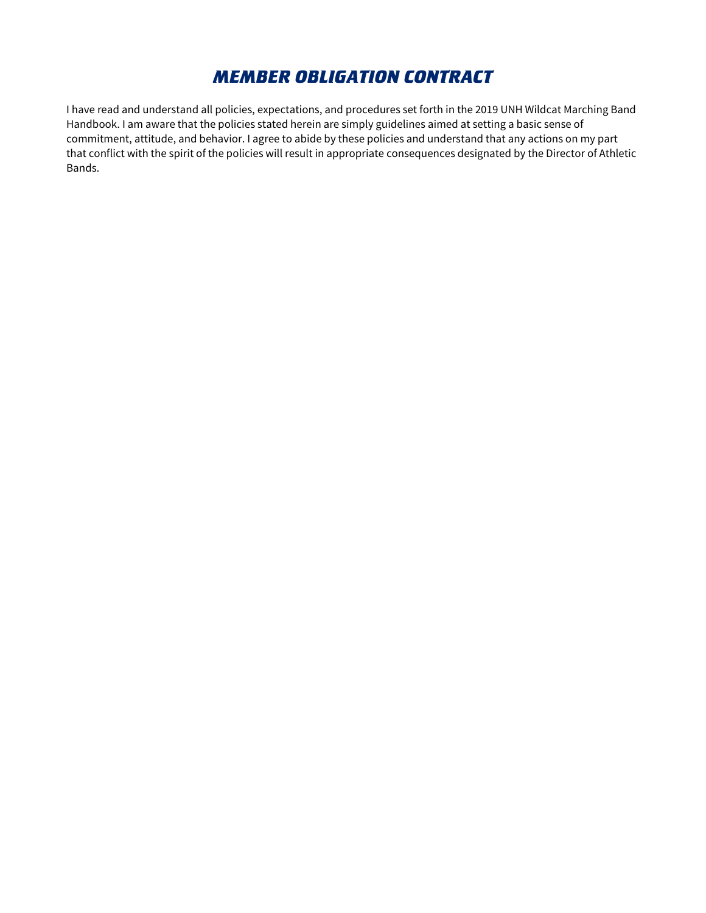# *MEMBER OBLIGATION CONTRACT*

I have read and understand all policies, expectations, and procedures set forth in the 2019 UNH Wildcat Marching Band Handbook. I am aware that the policies stated herein are simply guidelines aimed at setting a basic sense of commitment, attitude, and behavior. I agree to abide by these policies and understand that any actions on my part that conflict with the spirit of the policies will result in appropriate consequences designated by the Director of Athletic Bands.